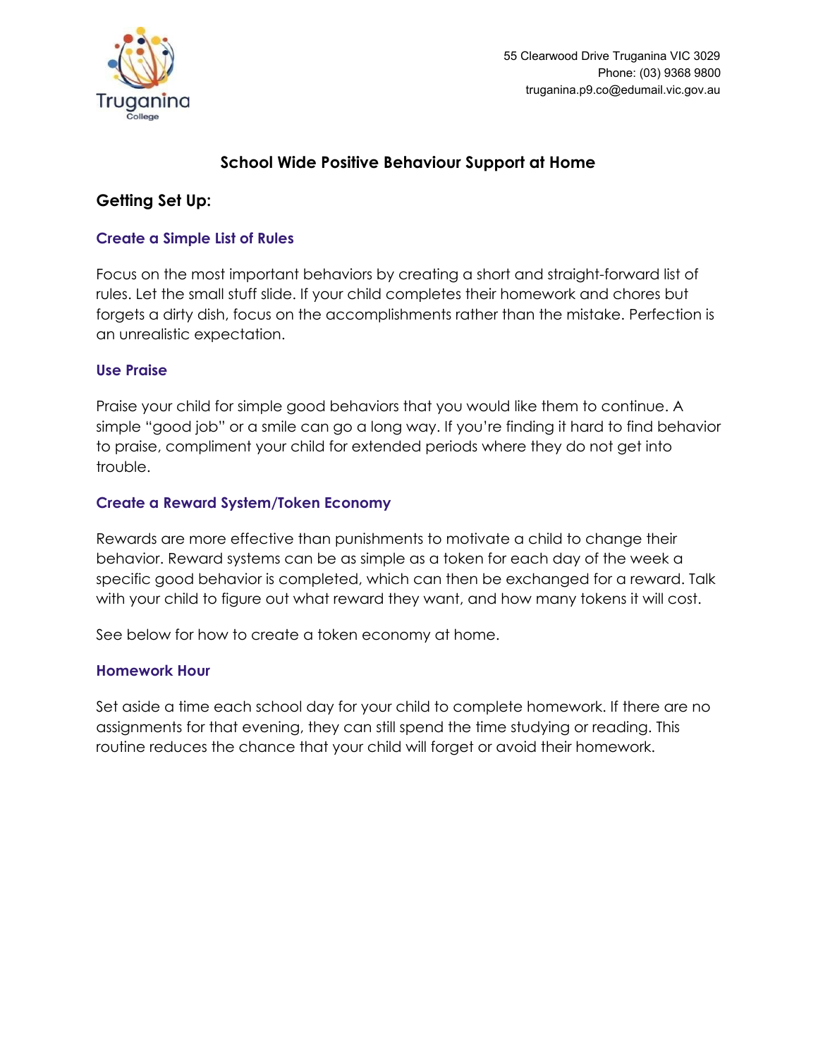Truganina College

55 Clearwood Drive Truganina VIC 3029
Phone: (03) 9368 9800
truganina.p9.co@edumail.vic.gov.au

# School Wide Positive Behaviour Support at Home

## Getting Set Up:

### Create a Simple List of Rules

Focus on the most important behaviors by creating a short and straight-forward list of rules. Let the small stuff slide. If your child completes their homework and chores but forgets a dirty dish, focus on the accomplishments rather than the mistake. Perfection is an unrealistic expectation.

### Use Praise

Praise your child for simple good behaviors that you would like them to continue. A simple "good job" or a smile can go a long way. If you're finding it hard to find behavior to praise, compliment your child for extended periods where they do not get into trouble.

### Create a Reward System/Token Economy

Rewards are more effective than punishments to motivate a child to change their behavior. Reward systems can be as simple as a token for each day of the week a specific good behavior is completed, which can then be exchanged for a reward. Talk with your child to figure out what reward they want, and how many tokens it will cost.

See below for how to create a token economy at home.

### Homework Hour

Set aside a time each school day for your child to complete homework. If there are no assignments for that evening, they can still spend the time studying or reading. This routine reduces the chance that your child will forget or avoid their homework.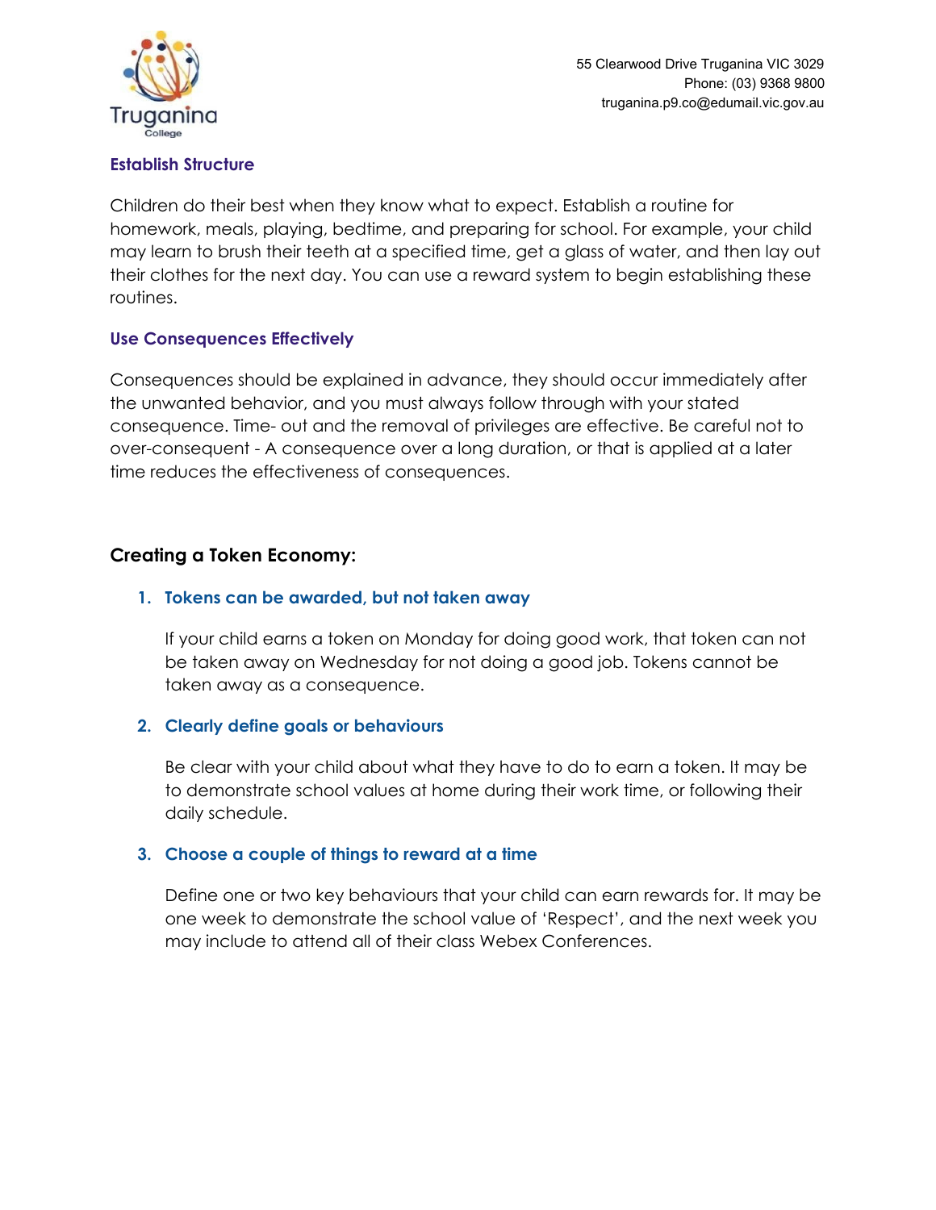### Establish Structure

Children do their best when they know what to expect. Establish a routine for homework, meals, playing, bedtime, and preparing for school. For example, your child may learn to brush their teeth at a specified time, get a glass of water, and then lay out their clothes for the next day. You can use a reward system to begin establishing these routines.

### Use Consequences Effectively

Consequences should be explained in advance, they should occur immediately after the unwanted behavior, and you must always follow through with your stated consequence. Time- out and the removal of privileges are effective. Be careful not to over-consequent - A consequence over a long duration, or that is applied at a later time reduces the effectiveness of consequences.

## Creating a Token Economy:

1. **Tokens can be awarded, but not taken away**

   If your child earns a token on Monday for doing good work, that token can not be taken away on Wednesday for not doing a good job. Tokens cannot be taken away as a consequence.

2. **Clearly define goals or behaviours**

   Be clear with your child about what they have to do to earn a token. It may be to demonstrate school values at home during their work time, or following their daily schedule.

3. **Choose a couple of things to reward at a time**

   Define one or two key behaviours that your child can earn rewards for. It may be one week to demonstrate the school value of 'Respect', and the next week you may include to attend all of their class Webex Conferences.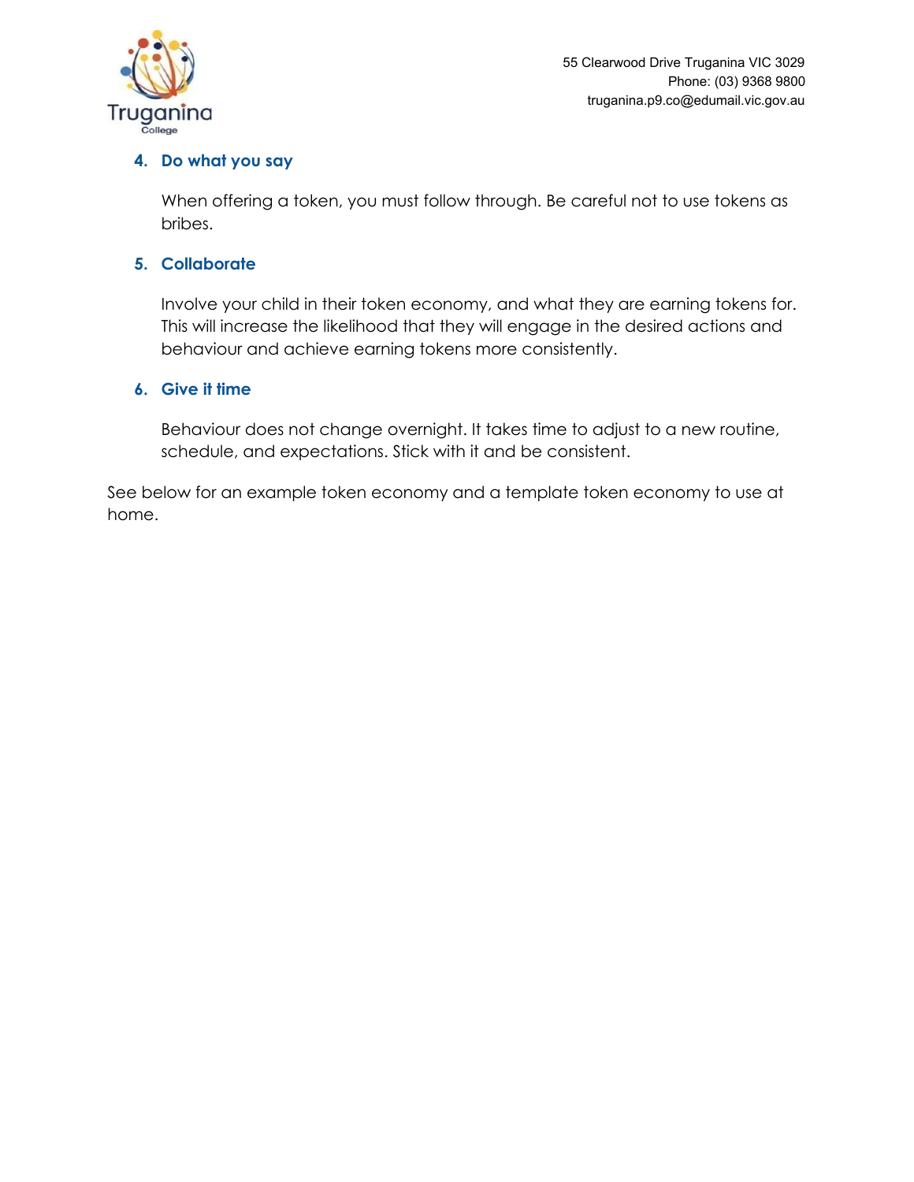4. **Do what you say**

   When offering a token, you must follow through. Be careful not to use tokens as bribes.

5. **Collaborate**

   Involve your child in their token economy, and what they are earning tokens for. This will increase the likelihood that they will engage in the desired actions and behaviour and achieve earning tokens more consistently.

6. **Give it time**

   Behaviour does not change overnight. It takes time to adjust to a new routine, schedule, and expectations. Stick with it and be consistent.

See below for an example token economy and a template token economy to use at home.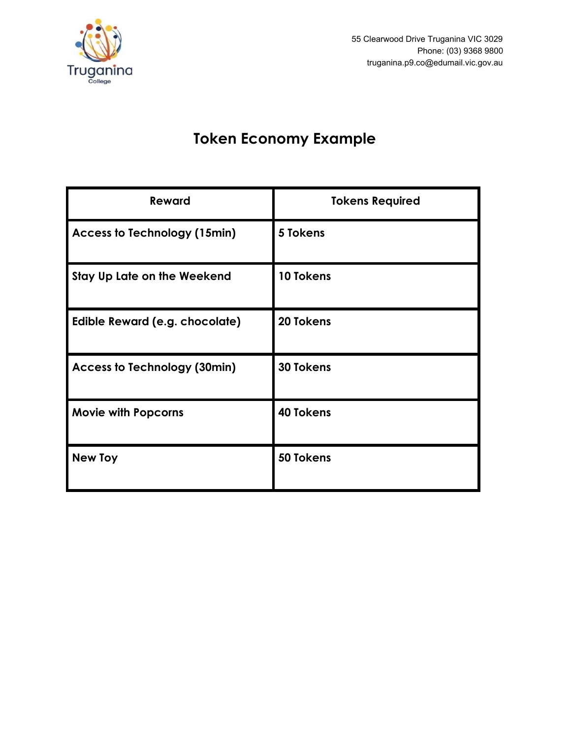# Token Economy Example

| Reward | Tokens Required |
|---|---|
| **Access to Technology (15min)** | **5 Tokens** |
| **Stay Up Late on the Weekend** | **10 Tokens** |
| **Edible Reward (e.g. chocolate)** | **20 Tokens** |
| **Access to Technology (30min)** | **30 Tokens** |
| **Movie with Popcorns** | **40 Tokens** |
| **New Toy** | **50 Tokens** |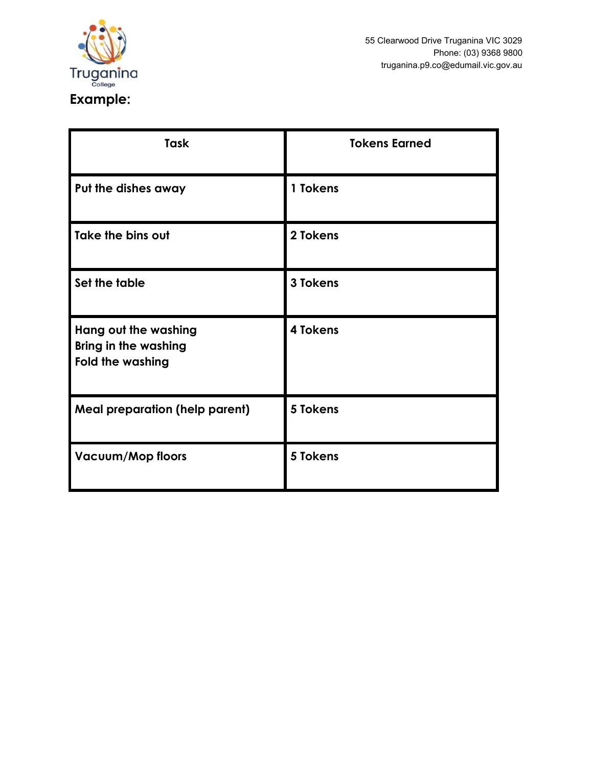**Example:**

| Task | Tokens Earned |
|---|---|
| Put the dishes away | 1 Tokens |
| Take the bins out | 2 Tokens |
| Set the table | 3 Tokens |
| Hang out the washing<br>Bring in the washing<br>Fold the washing | 4 Tokens |
| Meal preparation (help parent) | 5 Tokens |
| Vacuum/Mop floors | 5 Tokens |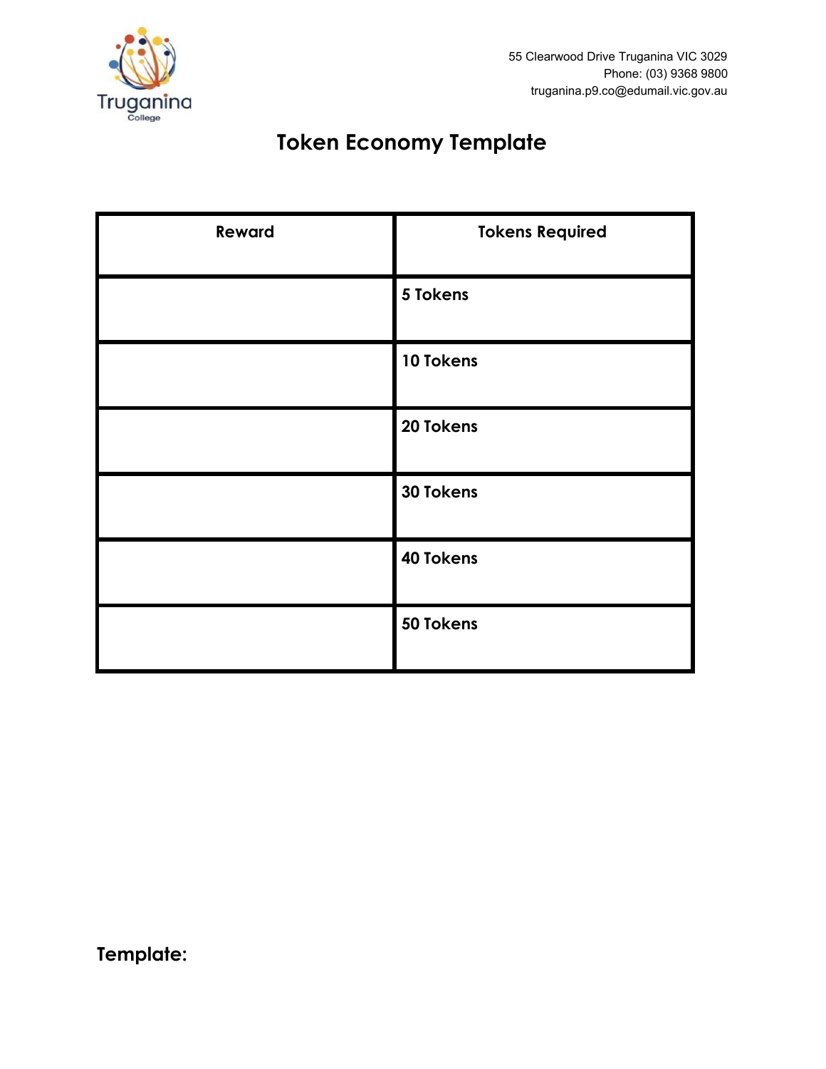55 Clearwood Drive Truganina VIC 3029
Phone: (03) 9368 9800
truganina.p9.co@edumail.vic.gov.au

# Token Economy Template

| Reward | Tokens Required |
| --- | --- |
| | 5 Tokens |
| | 10 Tokens |
| | 20 Tokens |
| | 30 Tokens |
| | 40 Tokens |
| | 50 Tokens |

**Template:**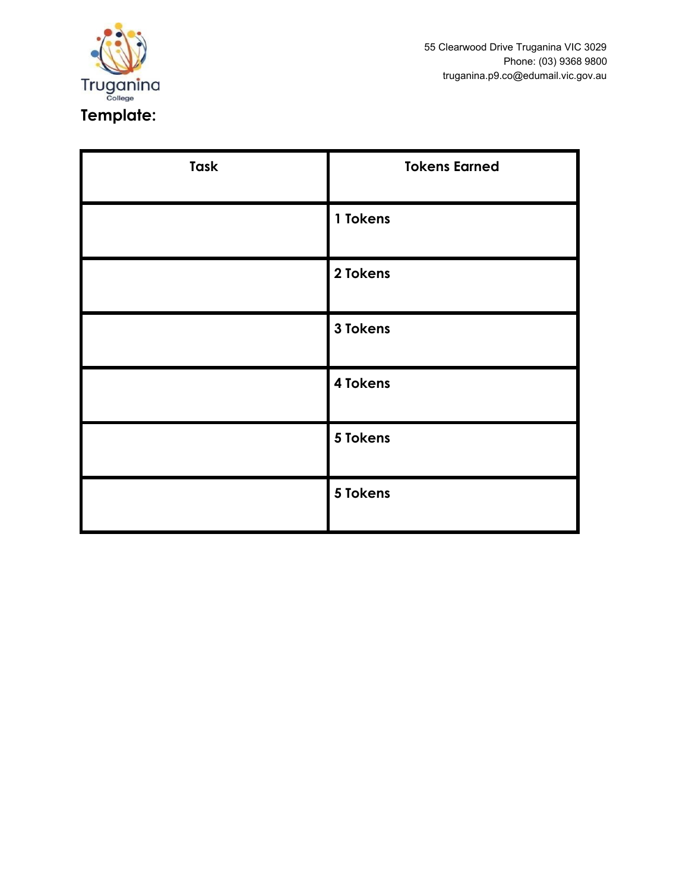Truganina College

55 Clearwood Drive Truganina VIC 3029
Phone: (03) 9368 9800
truganina.p9.co@edumail.vic.gov.au

**Template:**

| Task | Tokens Earned |
| --- | --- |
| | 1 Tokens |
| | 2 Tokens |
| | 3 Tokens |
| | 4 Tokens |
| | 5 Tokens |
| | 5 Tokens |